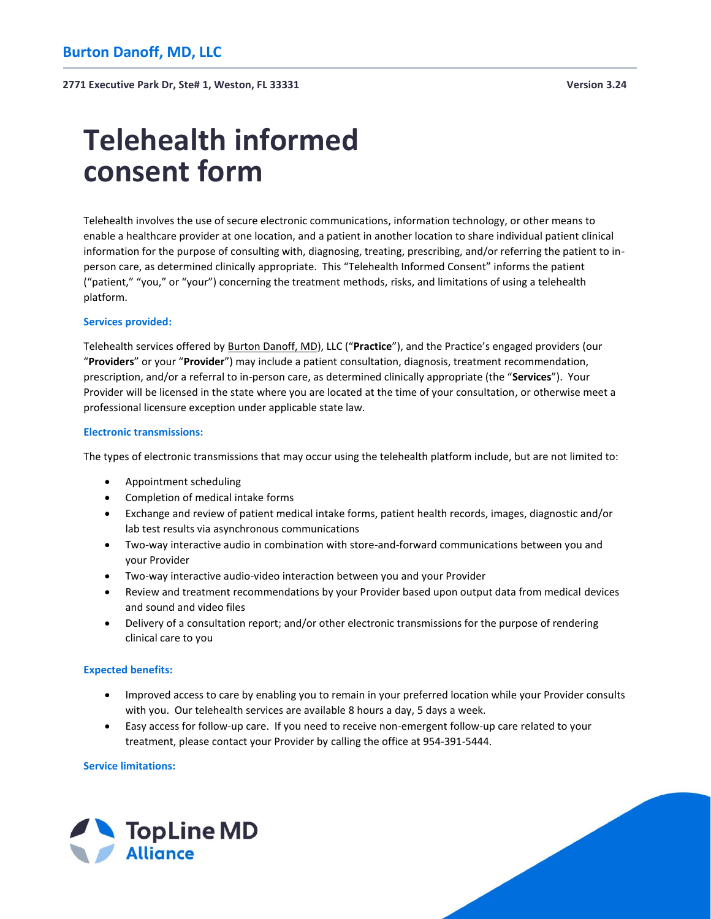**Burton Danoff, MD, LLC**

**2771 Executive Park Dr, Ste# 1, Weston, FL 33331** **Version 3.24**

# Telehealth informed consent form

Telehealth involves the use of secure electronic communications, information technology, or other means to enable a healthcare provider at one location, and a patient in another location to share individual patient clinical information for the purpose of consulting with, diagnosing, treating, prescribing, and/or referring the patient to in-person care, as determined clinically appropriate. This "Telehealth Informed Consent" informs the patient ("patient," "you," or "your") concerning the treatment methods, risks, and limitations of using a telehealth platform.

### Services provided:

Telehealth services offered by Burton Danoff, MD), LLC ("**Practice**"), and the Practice's engaged providers (our "**Providers**" or your "**Provider**") may include a patient consultation, diagnosis, treatment recommendation, prescription, and/or a referral to in-person care, as determined clinically appropriate (the "**Services**"). Your Provider will be licensed in the state where you are located at the time of your consultation, or otherwise meet a professional licensure exception under applicable state law.

### Electronic transmissions:

The types of electronic transmissions that may occur using the telehealth platform include, but are not limited to:

- Appointment scheduling
- Completion of medical intake forms
- Exchange and review of patient medical intake forms, patient health records, images, diagnostic and/or lab test results via asynchronous communications
- Two-way interactive audio in combination with store-and-forward communications between you and your Provider
- Two-way interactive audio-video interaction between you and your Provider
- Review and treatment recommendations by your Provider based upon output data from medical devices and sound and video files
- Delivery of a consultation report; and/or other electronic transmissions for the purpose of rendering clinical care to you

### Expected benefits:

- Improved access to care by enabling you to remain in your preferred location while your Provider consults with you. Our telehealth services are available 8 hours a day, 5 days a week.
- Easy access for follow-up care. If you need to receive non-emergent follow-up care related to your treatment, please contact your Provider by calling the office at 954-391-5444.

### Service limitations: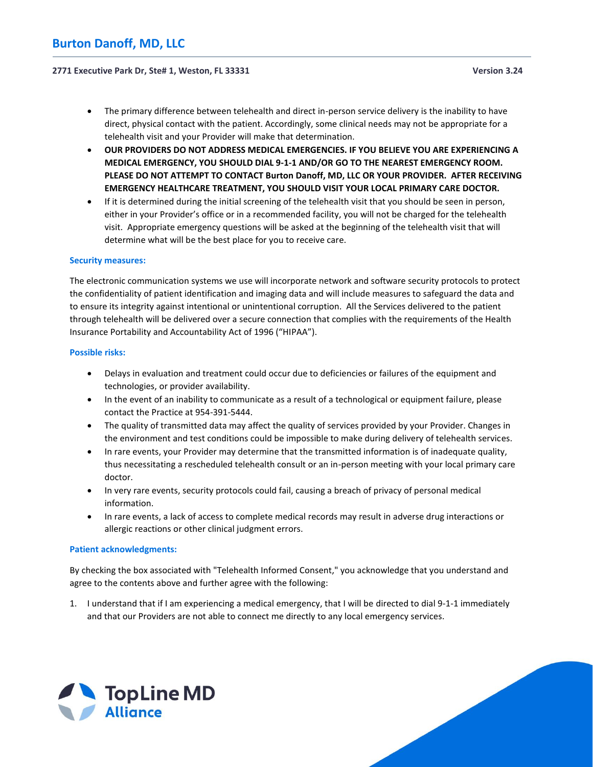- The primary difference between telehealth and direct in-person service delivery is the inability to have direct, physical contact with the patient. Accordingly, some clinical needs may not be appropriate for a telehealth visit and your Provider will make that determination.
- **OUR PROVIDERS DO NOT ADDRESS MEDICAL EMERGENCIES. IF YOU BELIEVE YOU ARE EXPERIENCING A MEDICAL EMERGENCY, YOU SHOULD DIAL 9-1-1 AND/OR GO TO THE NEAREST EMERGENCY ROOM. PLEASE DO NOT ATTEMPT TO CONTACT Burton Danoff, MD, LLC OR YOUR PROVIDER. AFTER RECEIVING EMERGENCY HEALTHCARE TREATMENT, YOU SHOULD VISIT YOUR LOCAL PRIMARY CARE DOCTOR.**
- If it is determined during the initial screening of the telehealth visit that you should be seen in person, either in your Provider's office or in a recommended facility, you will not be charged for the telehealth visit. Appropriate emergency questions will be asked at the beginning of the telehealth visit that will determine what will be the best place for you to receive care.

### Security measures:

The electronic communication systems we use will incorporate network and software security protocols to protect the confidentiality of patient identification and imaging data and will include measures to safeguard the data and to ensure its integrity against intentional or unintentional corruption. All the Services delivered to the patient through telehealth will be delivered over a secure connection that complies with the requirements of the Health Insurance Portability and Accountability Act of 1996 ("HIPAA").

### Possible risks:

- Delays in evaluation and treatment could occur due to deficiencies or failures of the equipment and technologies, or provider availability.
- In the event of an inability to communicate as a result of a technological or equipment failure, please contact the Practice at 954-391-5444.
- The quality of transmitted data may affect the quality of services provided by your Provider. Changes in the environment and test conditions could be impossible to make during delivery of telehealth services.
- In rare events, your Provider may determine that the transmitted information is of inadequate quality, thus necessitating a rescheduled telehealth consult or an in-person meeting with your local primary care doctor.
- In very rare events, security protocols could fail, causing a breach of privacy of personal medical information.
- In rare events, a lack of access to complete medical records may result in adverse drug interactions or allergic reactions or other clinical judgment errors.

### Patient acknowledgments:

By checking the box associated with "Telehealth Informed Consent," you acknowledge that you understand and agree to the contents above and further agree with the following:

1. I understand that if I am experiencing a medical emergency, that I will be directed to dial 9-1-1 immediately and that our Providers are not able to connect me directly to any local emergency services.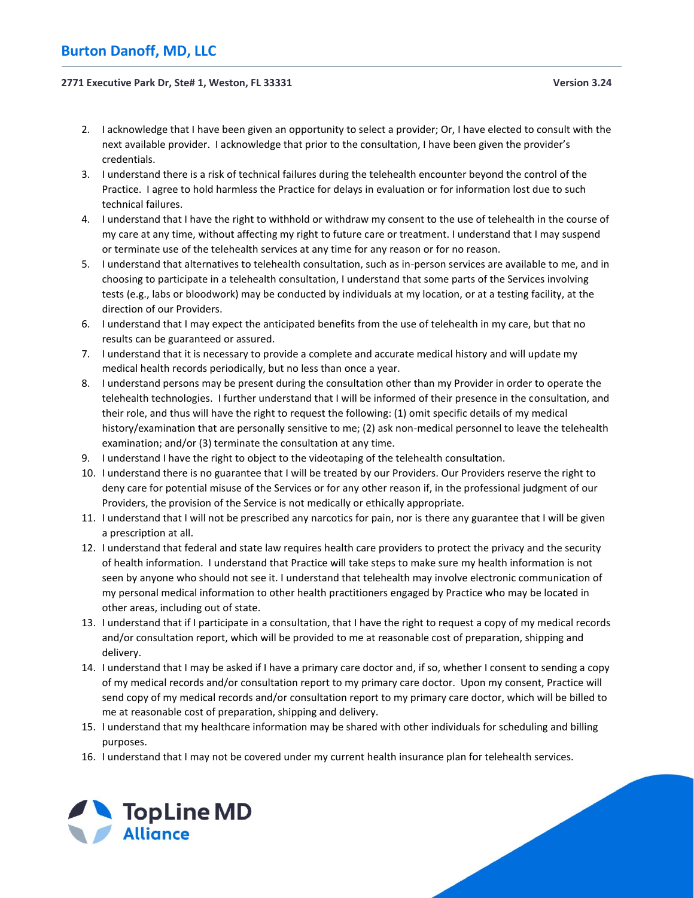2. I acknowledge that I have been given an opportunity to select a provider; Or, I have elected to consult with the next available provider. I acknowledge that prior to the consultation, I have been given the provider's credentials.
3. I understand there is a risk of technical failures during the telehealth encounter beyond the control of the Practice. I agree to hold harmless the Practice for delays in evaluation or for information lost due to such technical failures.
4. I understand that I have the right to withhold or withdraw my consent to the use of telehealth in the course of my care at any time, without affecting my right to future care or treatment. I understand that I may suspend or terminate use of the telehealth services at any time for any reason or for no reason.
5. I understand that alternatives to telehealth consultation, such as in-person services are available to me, and in choosing to participate in a telehealth consultation, I understand that some parts of the Services involving tests (e.g., labs or bloodwork) may be conducted by individuals at my location, or at a testing facility, at the direction of our Providers.
6. I understand that I may expect the anticipated benefits from the use of telehealth in my care, but that no results can be guaranteed or assured.
7. I understand that it is necessary to provide a complete and accurate medical history and will update my medical health records periodically, but no less than once a year.
8. I understand persons may be present during the consultation other than my Provider in order to operate the telehealth technologies. I further understand that I will be informed of their presence in the consultation, and their role, and thus will have the right to request the following: (1) omit specific details of my medical history/examination that are personally sensitive to me; (2) ask non-medical personnel to leave the telehealth examination; and/or (3) terminate the consultation at any time.
9. I understand I have the right to object to the videotaping of the telehealth consultation.
10. I understand there is no guarantee that I will be treated by our Providers. Our Providers reserve the right to deny care for potential misuse of the Services or for any other reason if, in the professional judgment of our Providers, the provision of the Service is not medically or ethically appropriate.
11. I understand that I will not be prescribed any narcotics for pain, nor is there any guarantee that I will be given a prescription at all.
12. I understand that federal and state law requires health care providers to protect the privacy and the security of health information. I understand that Practice will take steps to make sure my health information is not seen by anyone who should not see it. I understand that telehealth may involve electronic communication of my personal medical information to other health practitioners engaged by Practice who may be located in other areas, including out of state.
13. I understand that if I participate in a consultation, that I have the right to request a copy of my medical records and/or consultation report, which will be provided to me at reasonable cost of preparation, shipping and delivery.
14. I understand that I may be asked if I have a primary care doctor and, if so, whether I consent to sending a copy of my medical records and/or consultation report to my primary care doctor. Upon my consent, Practice will send copy of my medical records and/or consultation report to my primary care doctor, which will be billed to me at reasonable cost of preparation, shipping and delivery.
15. I understand that my healthcare information may be shared with other individuals for scheduling and billing purposes.
16. I understand that I may not be covered under my current health insurance plan for telehealth services.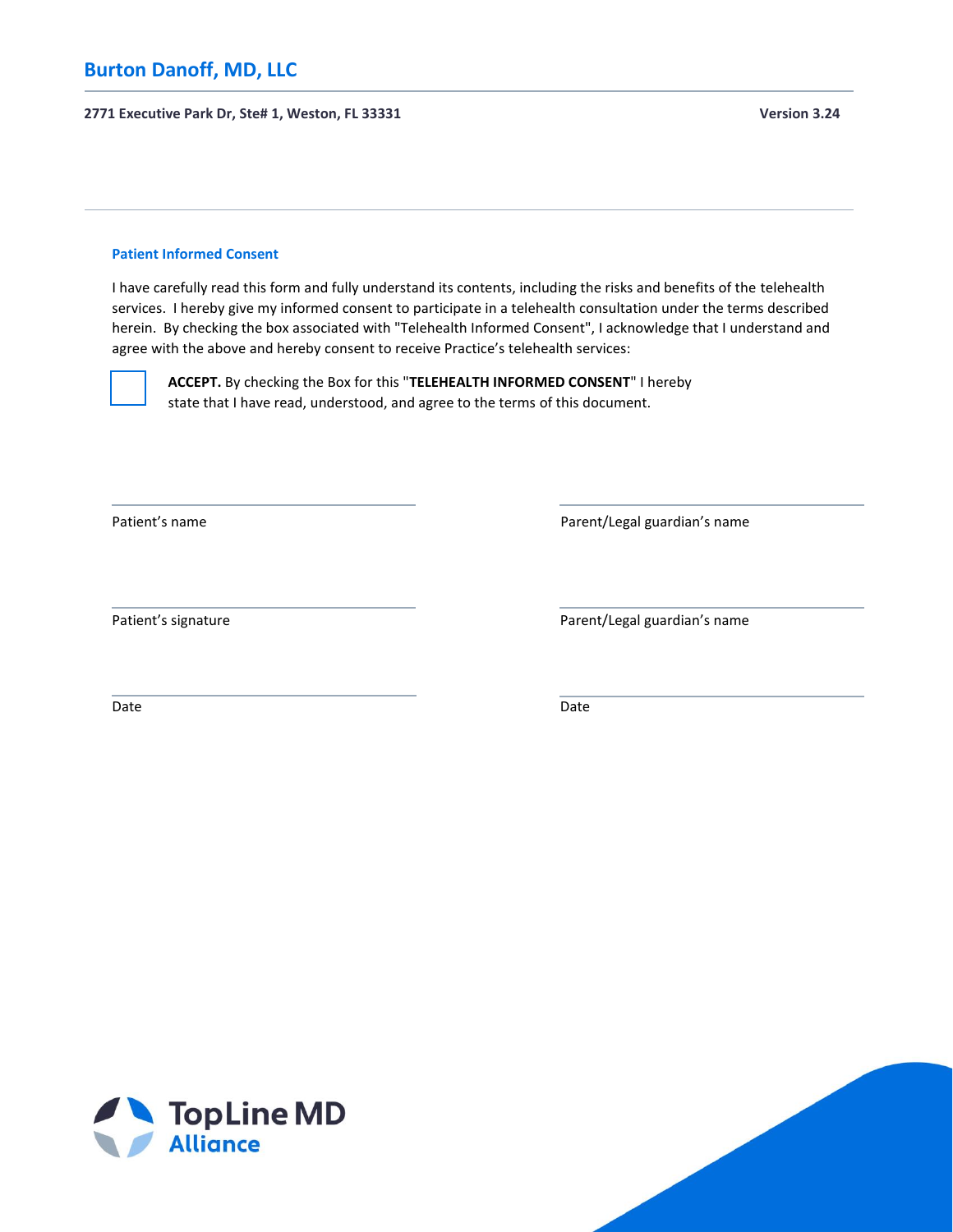## Burton Danoff, MD, LLC

**2771 Executive Park Dr, Ste# 1, Weston, FL 33331** **Version 3.24**

### Patient Informed Consent

I have carefully read this form and fully understand its contents, including the risks and benefits of the telehealth services. I hereby give my informed consent to participate in a telehealth consultation under the terms described herein. By checking the box associated with "Telehealth Informed Consent", I acknowledge that I understand and agree with the above and hereby consent to receive Practice's telehealth services:

☐ **ACCEPT.** By checking the Box for this "**TELEHEALTH INFORMED CONSENT**" I hereby state that I have read, understood, and agree to the terms of this document.

| | |
|---|---|
| _______________________ | _______________________ |
| Patient's name | Parent/Legal guardian's name |
| _______________________ | _______________________ |
| Patient's signature | Parent/Legal guardian's name |
| _______________________ | _______________________ |
| Date | Date |

TopLine MD Alliance